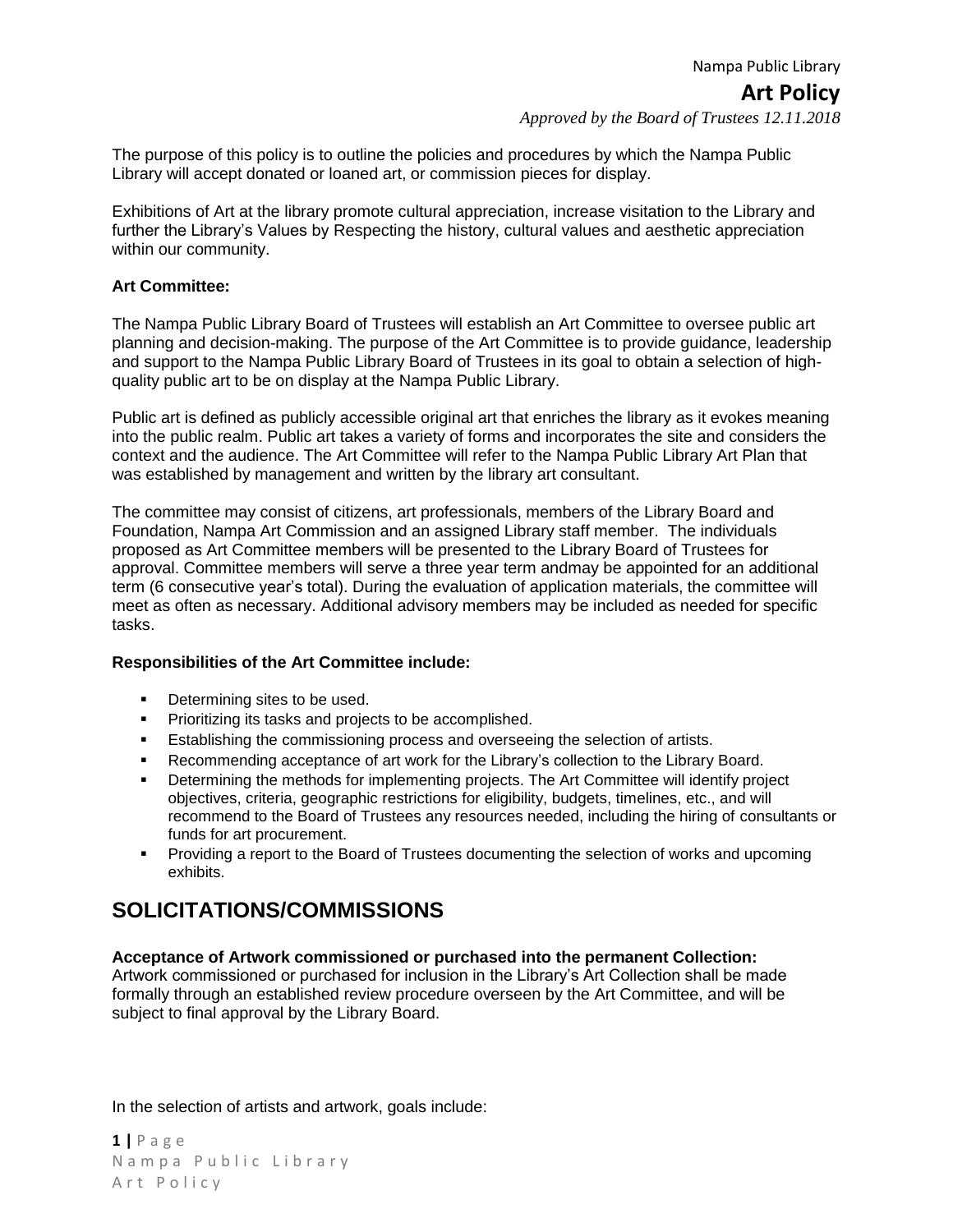Nampa Public Library

# Art Policy

*Approved by the Board of Trustees 12.11.2018*

The purpose of this policy is to outline the policies and procedures by which the Nampa Public Library will accept donated or loaned art, or commission pieces for display.

Exhibitions of Art at the library promote cultural appreciation, increase visitation to the Library and further the Library's Values by Respecting the history, cultural values and aesthetic appreciation within our community.

**Art Committee:**

The Nampa Public Library Board of Trustees will establish an Art Committee to oversee public art planning and decision-making. The purpose of the Art Committee is to provide guidance, leadership and support to the Nampa Public Library Board of Trustees in its goal to obtain a selection of high-quality public art to be on display at the Nampa Public Library.

Public art is defined as publicly accessible original art that enriches the library as it evokes meaning into the public realm. Public art takes a variety of forms and incorporates the site and considers the context and the audience. The Art Committee will refer to the Nampa Public Library Art Plan that was established by management and written by the library art consultant.

The committee may consist of citizens, art professionals, members of the Library Board and Foundation, Nampa Art Commission and an assigned Library staff member. The individuals proposed as Art Committee members will be presented to the Library Board of Trustees for approval. Committee members will serve a three year term andmay be appointed for an additional term (6 consecutive year's total). During the evaluation of application materials, the committee will meet as often as necessary. Additional advisory members may be included as needed for specific tasks.

**Responsibilities of the Art Committee include:**

- Determining sites to be used.
- Prioritizing its tasks and projects to be accomplished.
- Establishing the commissioning process and overseeing the selection of artists.
- Recommending acceptance of art work for the Library's collection to the Library Board.
- Determining the methods for implementing projects. The Art Committee will identify project objectives, criteria, geographic restrictions for eligibility, budgets, timelines, etc., and will recommend to the Board of Trustees any resources needed, including the hiring of consultants or funds for art procurement.
- Providing a report to the Board of Trustees documenting the selection of works and upcoming exhibits.

## SOLICITATIONS/COMMISSIONS

**Acceptance of Artwork commissioned or purchased into the permanent Collection:**
Artwork commissioned or purchased for inclusion in the Library's Art Collection shall be made formally through an established review procedure overseen by the Art Committee, and will be subject to final approval by the Library Board.

In the selection of artists and artwork, goals include: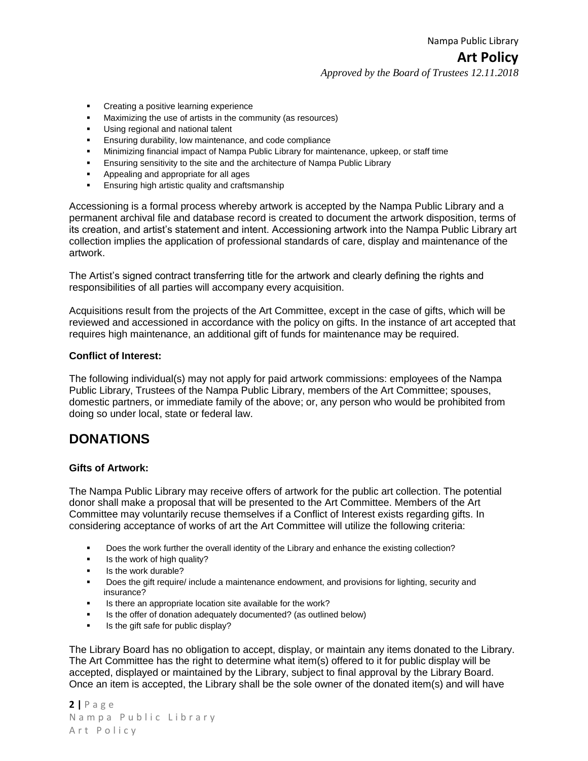- Creating a positive learning experience
- Maximizing the use of artists in the community (as resources)
- Using regional and national talent
- Ensuring durability, low maintenance, and code compliance
- Minimizing financial impact of Nampa Public Library for maintenance, upkeep, or staff time
- Ensuring sensitivity to the site and the architecture of Nampa Public Library
- Appealing and appropriate for all ages
- Ensuring high artistic quality and craftsmanship

Accessioning is a formal process whereby artwork is accepted by the Nampa Public Library and a permanent archival file and database record is created to document the artwork disposition, terms of its creation, and artist's statement and intent. Accessioning artwork into the Nampa Public Library art collection implies the application of professional standards of care, display and maintenance of the artwork.

The Artist's signed contract transferring title for the artwork and clearly defining the rights and responsibilities of all parties will accompany every acquisition.

Acquisitions result from the projects of the Art Committee, except in the case of gifts, which will be reviewed and accessioned in accordance with the policy on gifts. In the instance of art accepted that requires high maintenance, an additional gift of funds for maintenance may be required.

**Conflict of Interest:**

The following individual(s) may not apply for paid artwork commissions: employees of the Nampa Public Library, Trustees of the Nampa Public Library, members of the Art Committee; spouses, domestic partners, or immediate family of the above; or, any person who would be prohibited from doing so under local, state or federal law.

## DONATIONS

**Gifts of Artwork:**

The Nampa Public Library may receive offers of artwork for the public art collection. The potential donor shall make a proposal that will be presented to the Art Committee. Members of the Art Committee may voluntarily recuse themselves if a Conflict of Interest exists regarding gifts. In considering acceptance of works of art the Art Committee will utilize the following criteria:

- Does the work further the overall identity of the Library and enhance the existing collection?
- Is the work of high quality?
- Is the work durable?
- Does the gift require/ include a maintenance endowment, and provisions for lighting, security and insurance?
- Is there an appropriate location site available for the work?
- Is the offer of donation adequately documented? (as outlined below)
- Is the gift safe for public display?

The Library Board has no obligation to accept, display, or maintain any items donated to the Library. The Art Committee has the right to determine what item(s) offered to it for public display will be accepted, displayed or maintained by the Library, subject to final approval by the Library Board. Once an item is accepted, the Library shall be the sole owner of the donated item(s) and will have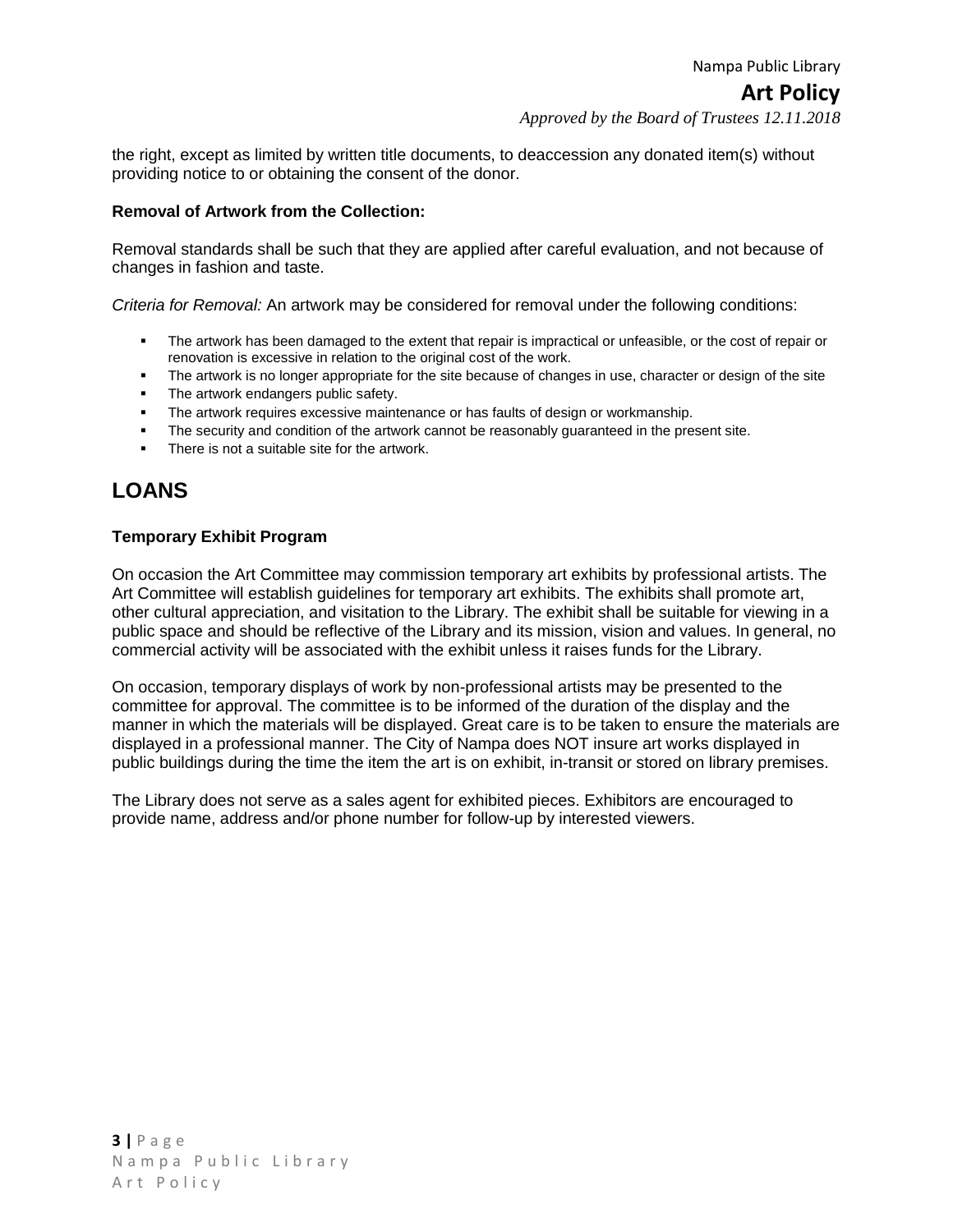the right, except as limited by written title documents, to deaccession any donated item(s) without providing notice to or obtaining the consent of the donor.

**Removal of Artwork from the Collection:**

Removal standards shall be such that they are applied after careful evaluation, and not because of changes in fashion and taste.

*Criteria for Removal:* An artwork may be considered for removal under the following conditions:

- The artwork has been damaged to the extent that repair is impractical or unfeasible, or the cost of repair or renovation is excessive in relation to the original cost of the work.
- The artwork is no longer appropriate for the site because of changes in use, character or design of the site
- The artwork endangers public safety.
- The artwork requires excessive maintenance or has faults of design or workmanship.
- The security and condition of the artwork cannot be reasonably guaranteed in the present site.
- There is not a suitable site for the artwork.

## LOANS

**Temporary Exhibit Program**

On occasion the Art Committee may commission temporary art exhibits by professional artists. The Art Committee will establish guidelines for temporary art exhibits. The exhibits shall promote art, other cultural appreciation, and visitation to the Library. The exhibit shall be suitable for viewing in a public space and should be reflective of the Library and its mission, vision and values. In general, no commercial activity will be associated with the exhibit unless it raises funds for the Library.

On occasion, temporary displays of work by non-professional artists may be presented to the committee for approval. The committee is to be informed of the duration of the display and the manner in which the materials will be displayed. Great care is to be taken to ensure the materials are displayed in a professional manner. The City of Nampa does NOT insure art works displayed in public buildings during the time the item the art is on exhibit, in-transit or stored on library premises.

The Library does not serve as a sales agent for exhibited pieces. Exhibitors are encouraged to provide name, address and/or phone number for follow-up by interested viewers.